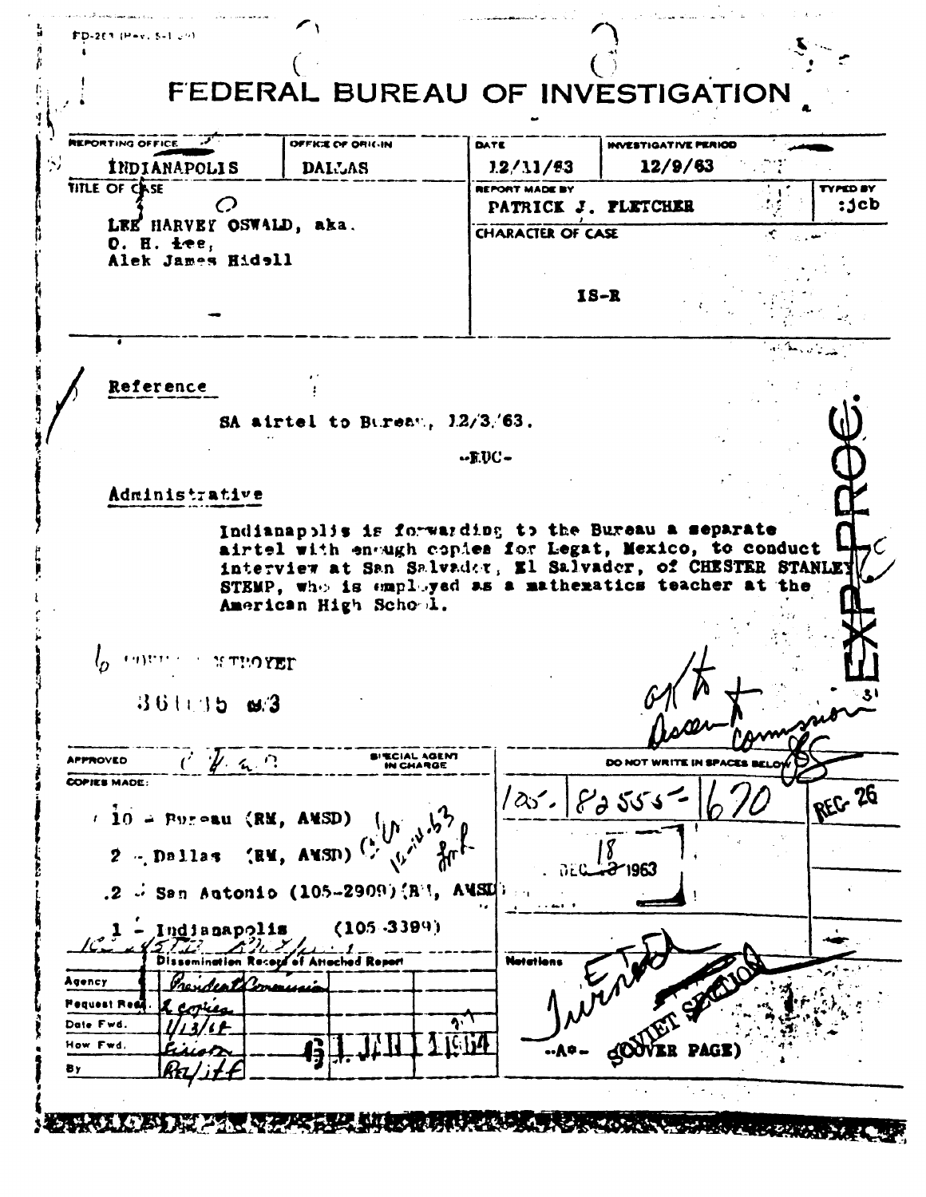FD-263 (Rev. 5-1-59)

# FEDERAL BUREAU OF INVESTIGATION

| REPORTING OFFICE | OFFICE OF ORIGIN | DATE | INVESTIGATIVE PERIOD | |
|---|---|---|---|---|
| INDIANAPOLIS | DALLAS | 12/11/63 | 12/9/63 | |
| TITLE OF CASE | | REPORT MADE BY | | TYPED BY |
| LEE HARVEY OSWALD, aka. O. H. Lee, Alek James Hidell | | PATRICK J. FLETCHER | | :jcb |
| | | CHARACTER OF CASE | | |
| | | IS-R | | |

**Reference**

SA airtel to Bureau, 12/3/63.

-RUC-

**Administrative**

Indianapolis is forwarding to the Bureau a separate airtel with enough copies for Legat, Mexico, to conduct interview at San Salvador, El Salvador, of CHESTER STANLEY STEMP, who is employed as a mathematics teacher at the American High School.

6 COPIES DESTROYED

361 15 M3

EXP. PROC.

ok to Assas. Commission

| APPROVED | SPECIAL AGENT IN CHARGE | DO NOT WRITE IN SPACES BELOW |
|---|---|---|
| COPIES MADE: | | 105-82555-670 REC-26 |

10 - Bureau (RM, AMSD)

2 - Dallas (RM, AMSD)

2 - San Antonio (105-2909) (RM, AMSD)

1 - Indianapolis (105-3399)

DEC 18 1963

| Dissemination Record of Attached Report | |
|---|---|
| Agency | President's Commission |
| Request Recd. | 2 copies |
| Date Fwd. | 1/13/64 |
| How Fwd. | Liaison |
| By | |

61 JAN 1 1964

Notations

Turned

SOVIET SECTION

-A*- (COVER PAGE)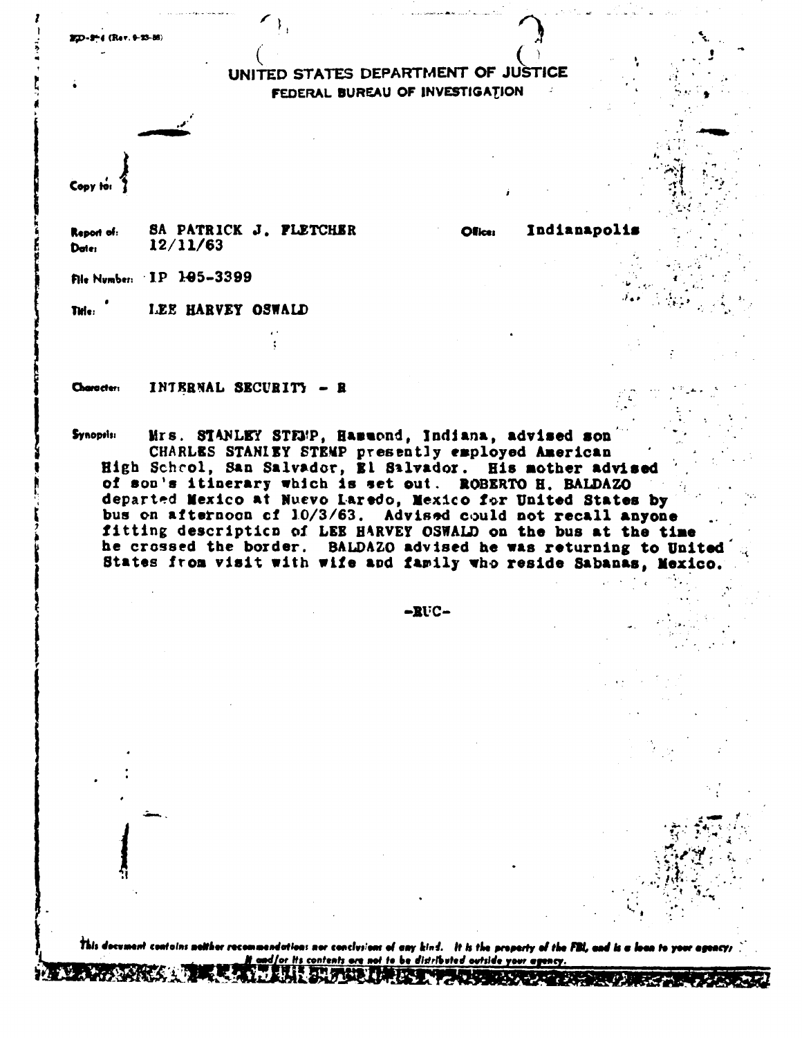FD-204 (Rev. 9-23-58)

# UNITED STATES DEPARTMENT OF JUSTICE

## FEDERAL BUREAU OF INVESTIGATION

Copy to:

Report of: SA PATRICK J. FLETCHER  
Office: Indianapolis  
Date: 12/11/63

File Number: IP 105-3399

Title: LEE HARVEY OSWALD

Character: INTERNAL SECURITY - R

Synopsis: Mrs. STANLEY STEMP, Hammond, Indiana, advised son CHARLES STANLEY STEMP presently employed American High School, San Salvador, El Salvador. His mother advised of son's itinerary which is set out. ROBERTO H. BALDAZO departed Mexico at Nuevo Laredo, Mexico for United States by bus on afternoon of 10/3/63. Advised could not recall anyone fitting description of LEE HARVEY OSWALD on the bus at the time he crossed the border. BALDAZO advised he was returning to United States from visit with wife and family who reside Sabanas, Mexico.

-RUC-

*This document contains neither recommendations nor conclusions of any kind. It is the property of the FBI, and is a loan to your agency; it and/or its contents are not to be distributed outside your agency.*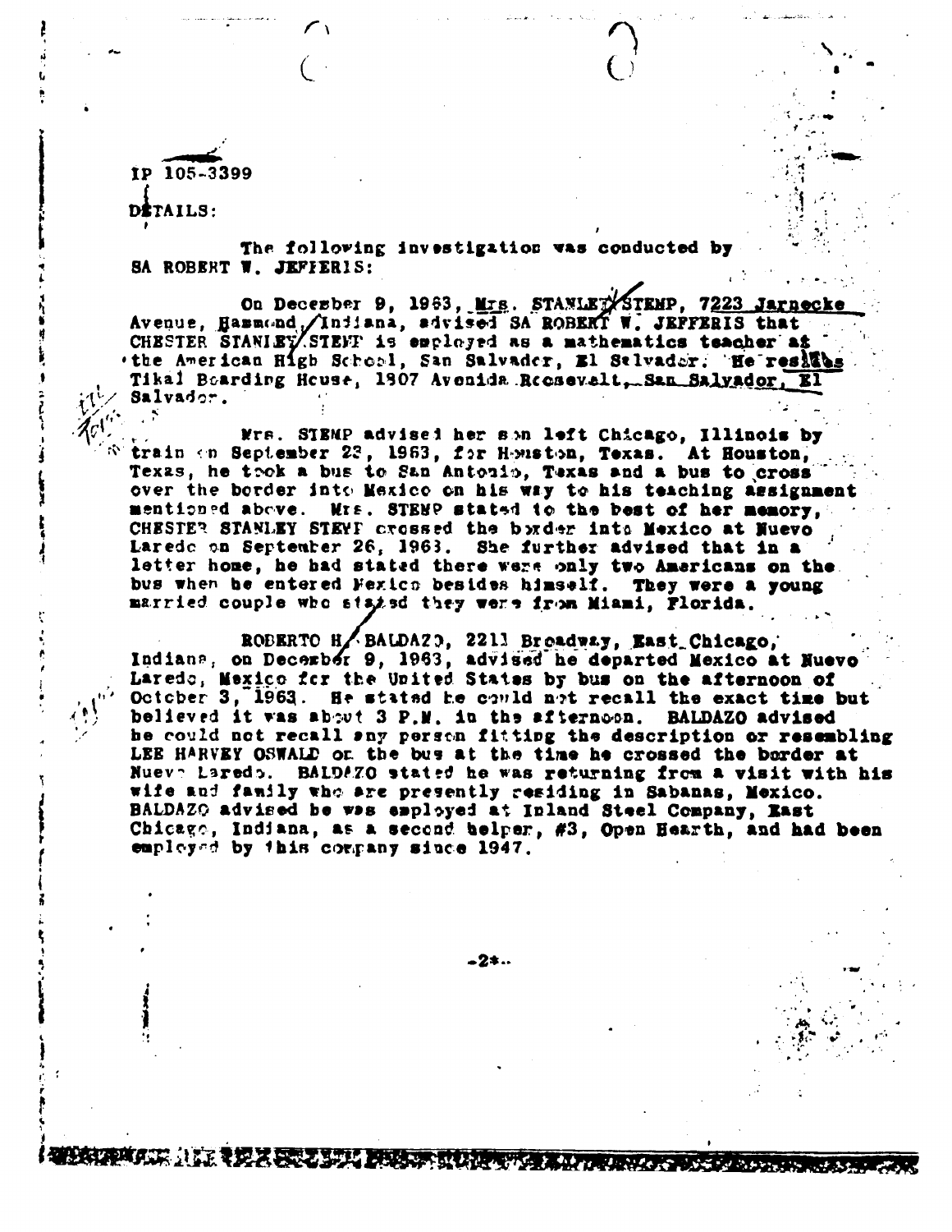IP 105-3399

DETAILS:

The following investigation was conducted by SA ROBERT W. JEFFERIS:

On December 9, 1963, Mrs. STANLEY STEMP, 7223 Jarnecke Avenue, Hammond, Indiana, advised SA ROBERT W. JEFFERIS that CHESTER STANLEY STEMP is employed as a mathematics teacher at the American High School, San Salvador, El Salvador. He resides Tikal Boarding House, 1807 Avenida Roosevelt, San Salvador, El Salvador.

Mrs. STEMP advised her son left Chicago, Illinois by train on September 23, 1963, for Houston, Texas. At Houston, Texas, he took a bus to San Antonio, Texas and a bus to cross over the border into Mexico on his way to his teaching assignment mentioned above. Mrs. STEMP stated to the best of her memory, CHESTER STANLEY STEMP crossed the border into Mexico at Nuevo Laredo on September 26, 1963. She further advised that in a letter home, he had stated there were only two Americans on the bus when he entered Mexico besides himself. They were a young married couple who stated they were from Miami, Florida.

ROBERTO H. BALDAZO, 2211 Broadway, East Chicago, Indiana, on December 9, 1963, advised he departed Mexico at Nuevo Laredo, Mexico for the United States by bus on the afternoon of October 3, 1963. He stated he could not recall the exact time but believed it was about 3 P.M. in the afternoon. BALDAZO advised he could not recall any person fitting the description or resembling LEE HARVEY OSWALD on the bus at the time he crossed the border at Nuevo Laredo. BALDAZO stated he was returning from a visit with his wife and family who are presently residing in Sabanas, Mexico. BALDAZO advised he was employed at Inland Steel Company, East Chicago, Indiana, as a second helper, #3, Open Hearth, and had been employed by this company since 1947.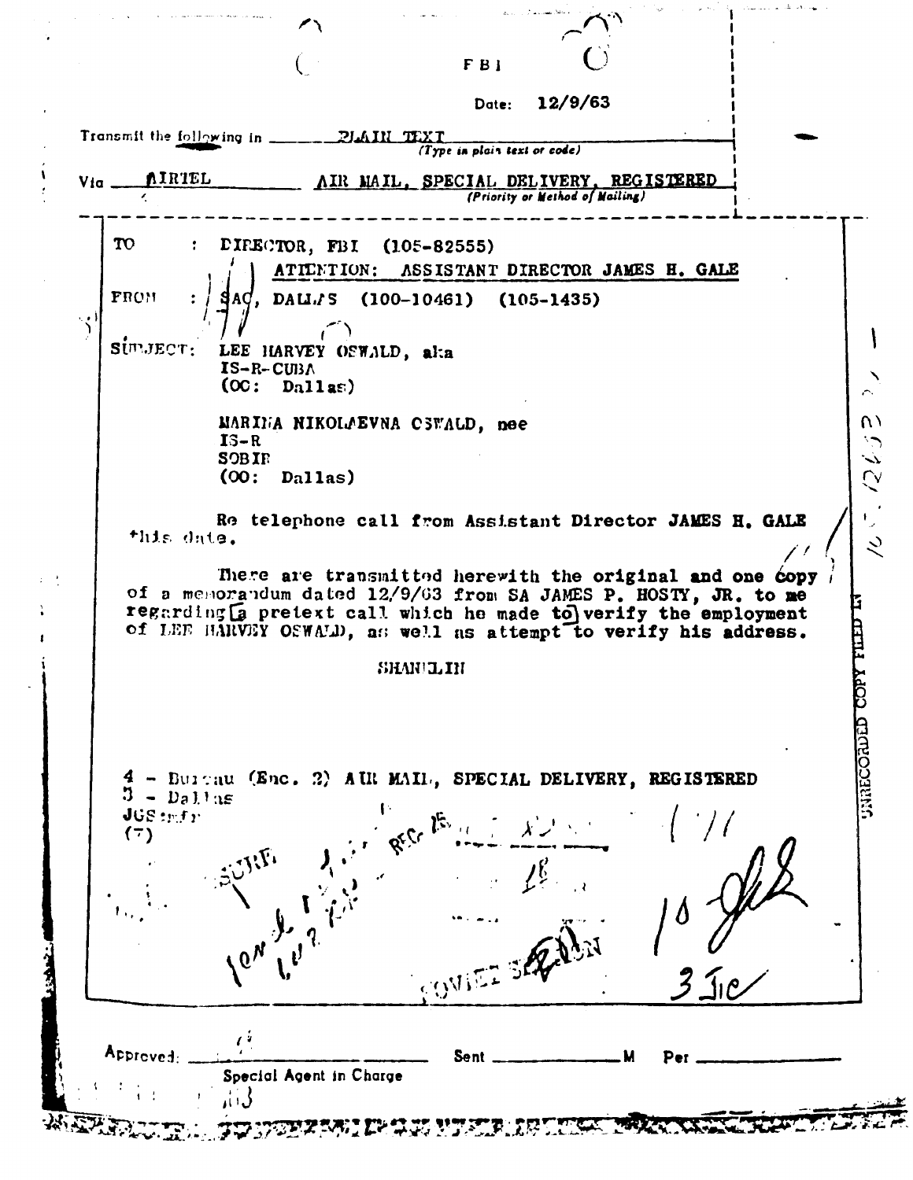FBI

Date: 12/9/63

Transmit the following in PLAIN TEXT
(Type in plain text or code)

Via AIRTEL AIR MAIL, SPECIAL DELIVERY, REGISTERED
(Priority or Method of Mailing)

---

TO : DIRECTOR, FBI (105-82555)
ATTENTION: ASSISTANT DIRECTOR JAMES H. GALE

FROM : SAC, DALLAS (100-10461) (105-1435)

SUBJECT: LEE HARVEY OSWALD, aka
IS-R-CUBA
(OO: Dallas)

MARINA NIKOLAEVNA OSWALD, nee
IS-R
SOBIF
(OO: Dallas)

Re telephone call from Assistant Director JAMES H. GALE this date.

There are transmitted herewith the original and one copy of a memorandum dated 12/9/63 from SA JAMES P. HOSTY, JR. to me regarding [a pretext call which he made to] verify the employment of LEE HARVEY OSWALD, as well as attempt to verify his address.

SHANKLIN

4 - Bureau (Enc. 2) AIR MAIL, SPECIAL DELIVERY, REGISTERED
3 - Dallas
JGS:mfr
(7)

REC 15

18

SOVIET SECTION

UNRECORDED COPY FILED IN

Approved: Special Agent in Charge

Sent M Per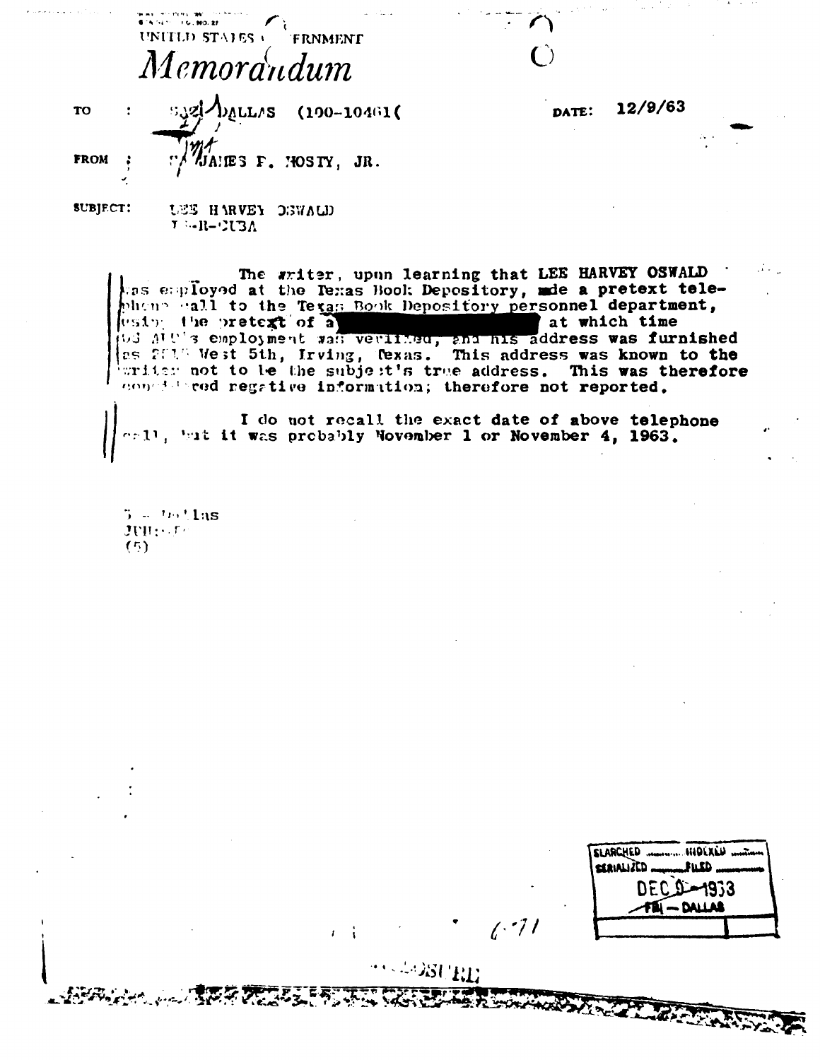UNITED STATES GOVERNMENT

# Memorandum

TO : SAC, DALLAS (100-10461)

DATE: 12/9/63

FROM : SA JAMES P. HOSTY, JR.

SUBJECT: LEE HARVEY OSWALD
IS-R-CUBA

The writer, upon learning that LEE HARVEY OSWALD was employed at the Texas Book Depository, made a pretext telephone call to the Texas Book Depository personnel department, using the pretext of a [REDACTED] at which time OSWALD's employment was verified, and his address was furnished as 2515 West 5th, Irving, Texas. This address was known to the writer not to be the subject's true address. This was therefore considered negative information; therefore not reported.

I do not recall the exact date of above telephone call, but it was probably November 1 or November 4, 1963.

5 - Dallas
JPH:
(5)

SEARCHED ...... INDEXED ......
SERIALIZED ...... FILED ......
DEC 9 1963
FBI — DALLAS

ENCLOSURE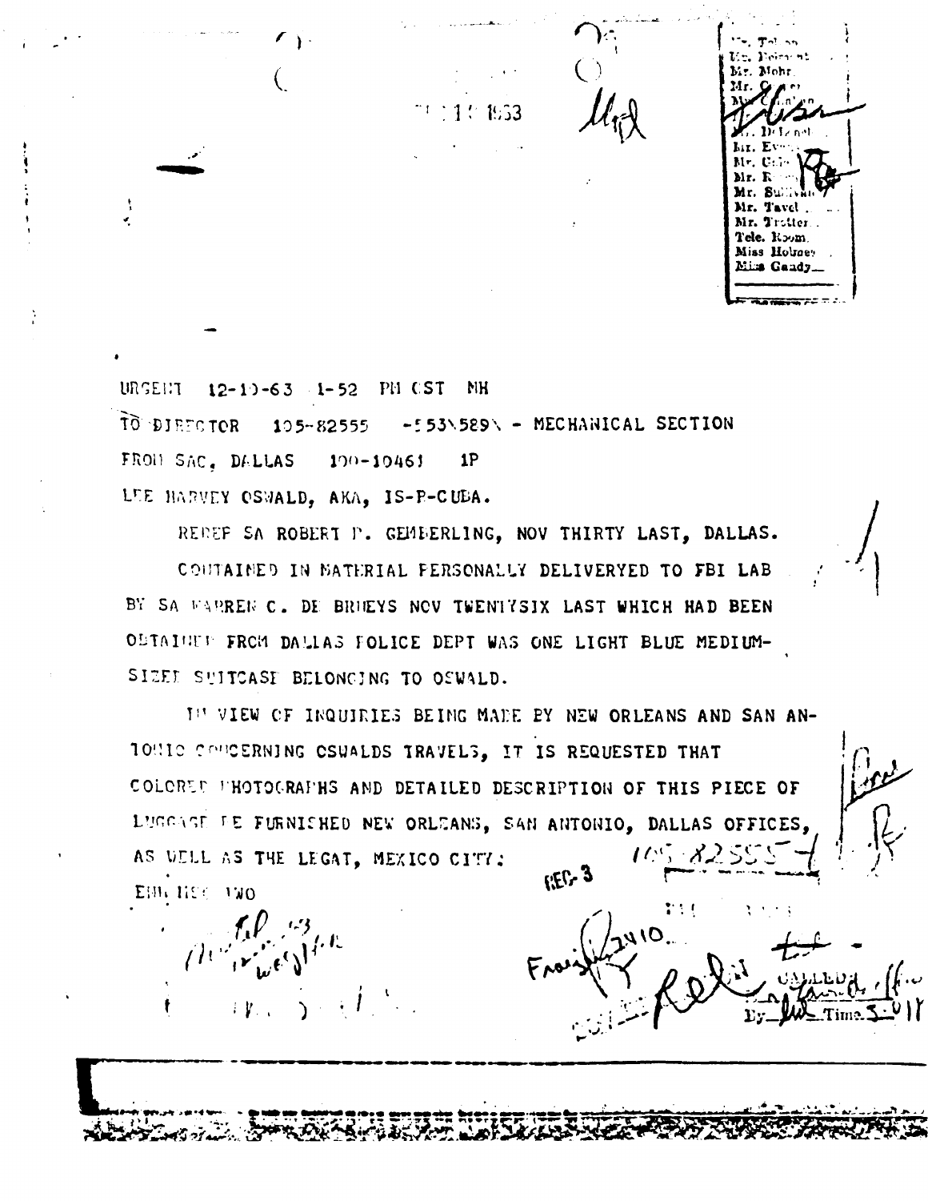Mr. Tolson
Mr. Belmont
Mr. Mohr
Mr. Casper
Mr. Callahan
Mr. DeLoach
Mr. Evans
Mr. Gale
Mr. Rosen
Mr. Sullivan
Mr. Tavel
Mr. Trotter
Tele. Room
Miss Holmes
Miss Gandy

URGENT 12-10-63 1-52 PM CST MH

TO DIRECTOR 105-82555 -553\589\ - MECHANICAL SECTION

FROM SAC, DALLAS 100-10461 1P

LEE HARVEY OSWALD, AKA, IS-R-CUBA.

REREP SA ROBERT P. GEMBERLING, NOV THIRTY LAST, DALLAS.

CONTAINED IN MATERIAL PERSONALLY DELIVERYED TO FBI LAB BY SA WARREN C. DE BRUEYS NOV TWENTYSIX LAST WHICH HAD BEEN OBTAINED FROM DALLAS POLICE DEPT WAS ONE LIGHT BLUE MEDIUM-SIZED SUITCASE BELONGING TO OSWALD.

IN VIEW OF INQUIRIES BEING MADE BY NEW ORLEANS AND SAN ANTONIO CONCERNING OSWALDS TRAVELS, IT IS REQUESTED THAT COLORED PHOTOGRAPHS AND DETAILED DESCRIPTION OF THIS PIECE OF LUGGAGE BE FURNISHED NEW ORLEANS, SAN ANTONIO, DALLAS OFFICES, AS WELL AS THE LEGAT, MEXICO CITY.

END AND TWO

105-82555-

REC-3

CALLED
By ___ Time 5:01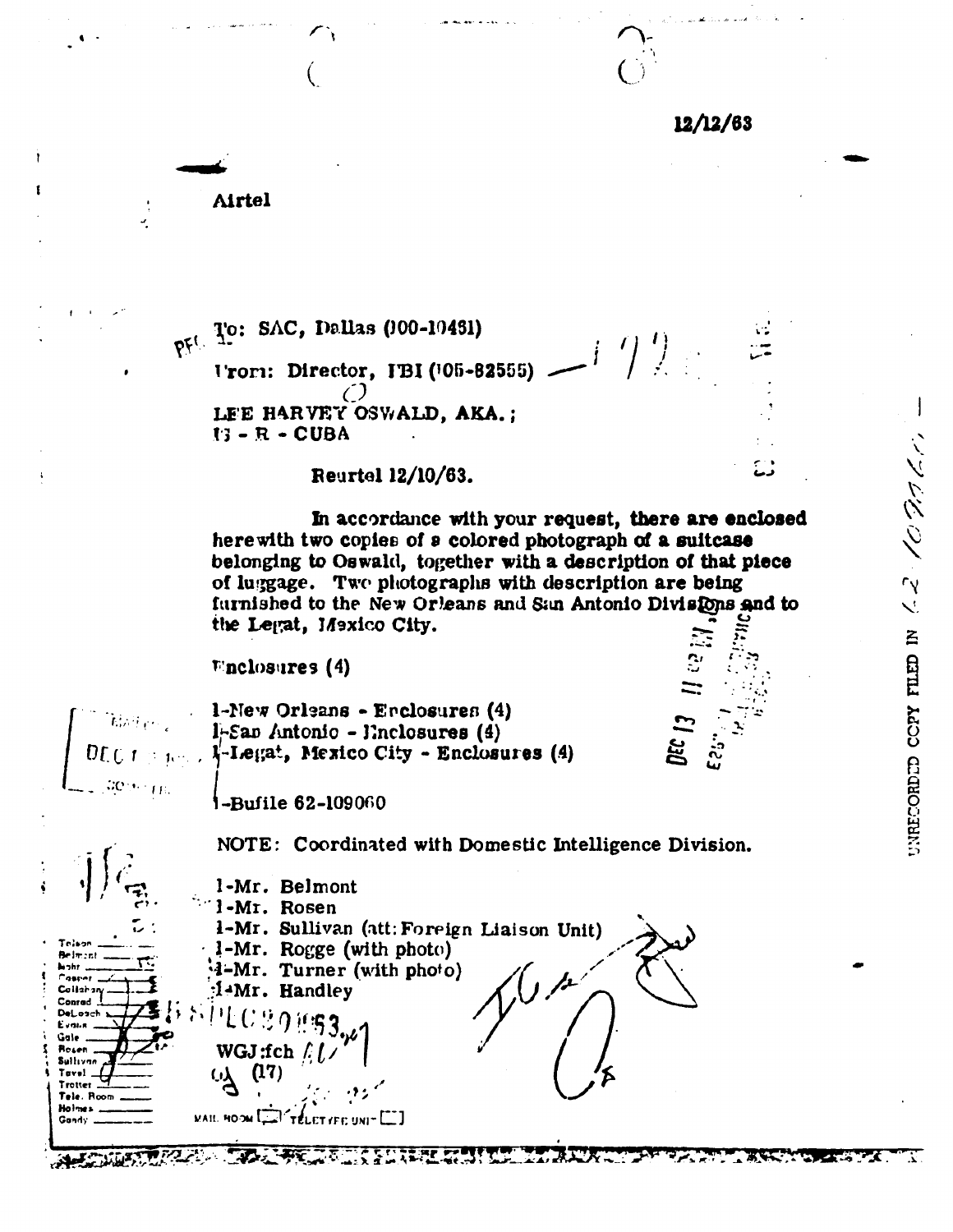12/12/63

Airtel

To: SAC, Dallas (100-10461)

From: Director, FBI (105-82555)

LEE HARVEY OSWALD, AKA.;
IS - R - CUBA

Reurtel 12/10/63.

In accordance with your request, there are enclosed herewith two copies of a colored photograph of a suitcase belonging to Oswald, together with a description of that piece of luggage. Two photographs with description are being furnished to the New Orleans and San Antonio Divisions and to the Legat, Mexico City.

Enclosures (4)

1-New Orleans - Enclosures (4)
1-San Antonio - Enclosures (4)
1-Legat, Mexico City - Enclosures (4)

1-Bufile 62-109060

NOTE: Coordinated with Domestic Intelligence Division.

1-Mr. Belmont
1-Mr. Rosen
1-Mr. Sullivan (att: Foreign Liaison Unit)
1-Mr. Rogge (with photo)
1-Mr. Turner (with photo)
1-Mr. Handley

WGJ:fch
(17)

MAIL ROOM [ ] TELETYPE UNIT [ ]

UNRECORDED COPY FILED IN 62-109060

DEC 13 11 02 AM '63

Tolson
Belmont
Mohr
Casper
Callahan
Conrad
DeLoach
Evans
Gale
Rosen
Sullivan
Tavel
Trotter
Tele. Room
Holmes
Gandy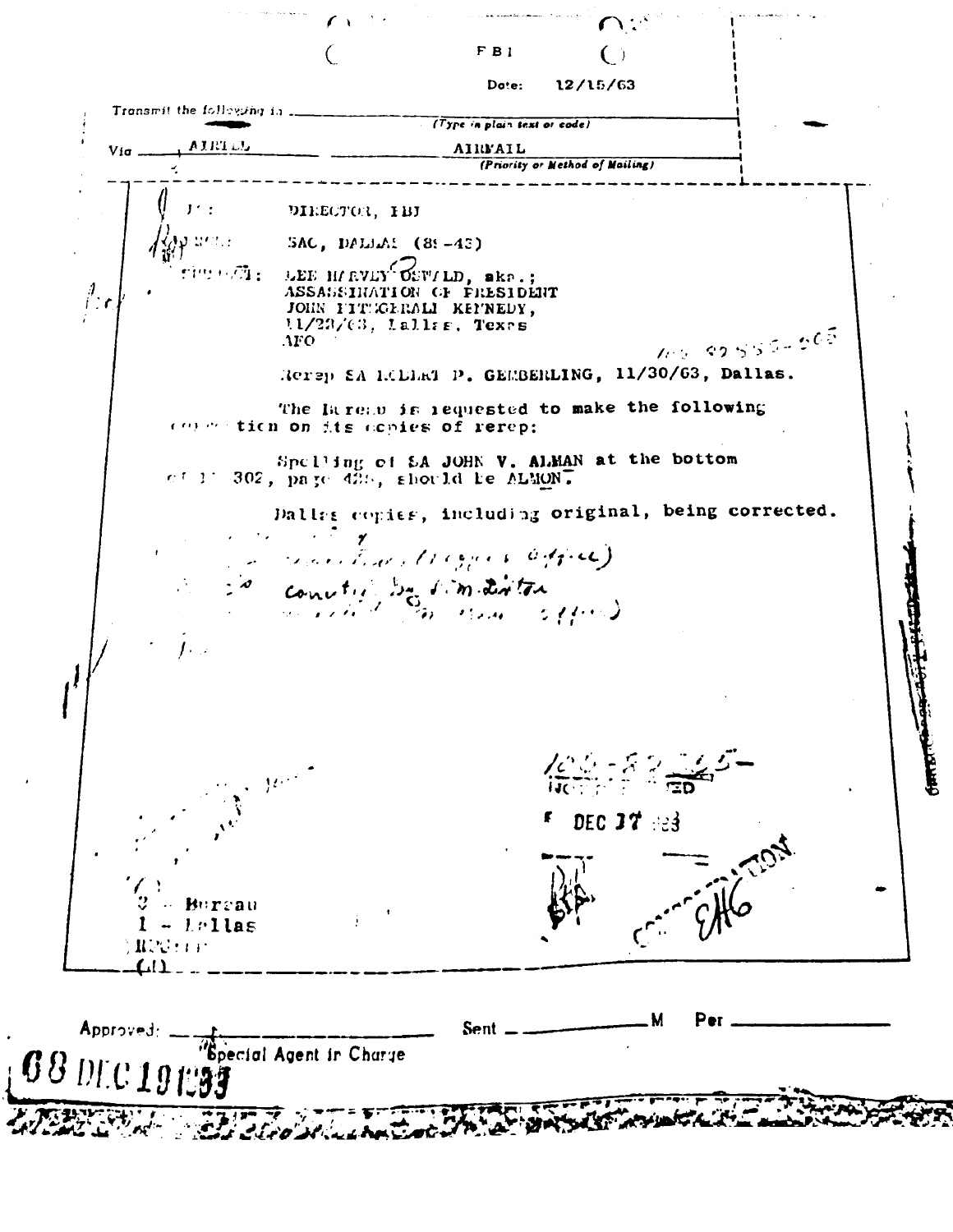FBI

Date: 12/15/63

Transmit the following in ______________________
(Type in plain text or code)

Via AIRTEL AIRMAIL
(Priority or Method of Mailing)

TO: DIRECTOR, FBI

FROM: SAC, DALLAS (89-43)

SUBJECT: LEE HARVEY OSWALD, aka.;
ASSASSINATION OF PRESIDENT
JOHN FITZGERALD KENNEDY,
11/22/63, Dallas, Texas
AFO

Rerep SA ROBERT P. GEMBERLING, 11/30/63, Dallas.

The Bureau is requested to make the following correction on its copies of rerep:

Spelling of SA JOHN V. ALMAN at the bottom of D 302, page 428, should be ALMON.

Dallas copies, including original, being corrected.

2 - Bureau
1 - Dallas
RPG:LP
(3)

105-82555-
NOT RECORDED
DEC 17 1963

CORRECTION

Approved: ______________________ Sent ____________ M Per ______________
Special Agent in Charge

68 DEC 19 1963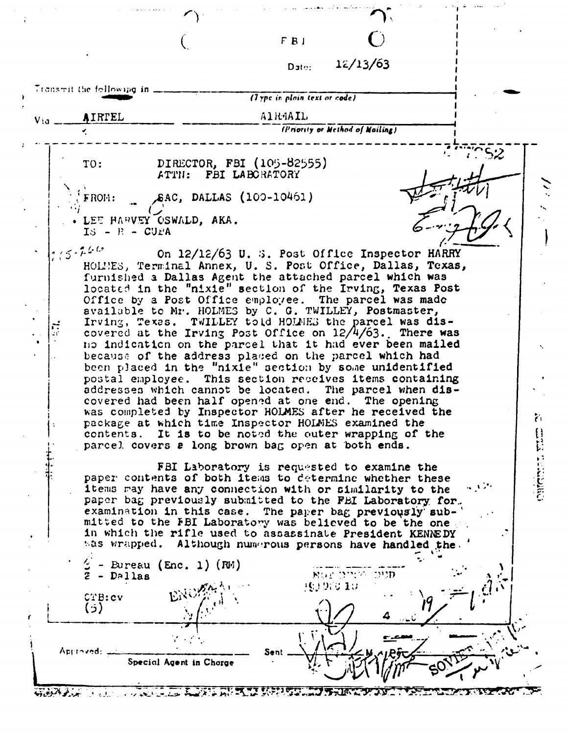FBI

Date: 12/13/63

Transmit the following in ________________
(Type in plain text or code)

Via AIRTEL AIRMAIL
(Priority or Method of Mailing)

TO: DIRECTOR, FBI (105-82555)
ATTN: FBI LABORATORY

FROM: SAC, DALLAS (100-10461)

LEE HARVEY OSWALD, AKA.
IS - R - CUBA

On 12/12/63 U. S. Post Office Inspector HARRY HOLMES, Terminal Annex, U. S. Post Office, Dallas, Texas, furnished a Dallas Agent the attached parcel which was located in the "nixie" section of the Irving, Texas Post Office by a Post Office employee. The parcel was made available to Mr. HOLMES by C. G. TWILLEY, Postmaster, Irving, Texas. TWILLEY told HOLMES the parcel was discovered at the Irving Post Office on 12/4/63. There was no indication on the parcel that it had ever been mailed because of the address placed on the parcel which had been placed in the "nixie" section by some unidentified postal employee. This section receives items containing addresses which cannot be located. The parcel when discovered had been half opened at one end. The opening was completed by Inspector HOLMES after he received the package at which time Inspector HOLMES examined the contents. It is to be noted the outer wrapping of the parcel covers a long brown bag open at both ends.

FBI Laboratory is requested to examine the paper contents of both items to determine whether these items may have any connection with or similarity to the paper bag previously submitted to the FBI Laboratory for examination in this case. The paper bag previously submitted to the FBI Laboratory was believed to be the one in which the rifle used to assassinate President KENNEDY was wrapped. Although numerous persons have handled the

3 - Bureau (Enc. 1) (RM)
2 - Dallas

CTB:cv
(5)

Approved: ________________ Special Agent in Charge

Sent ________________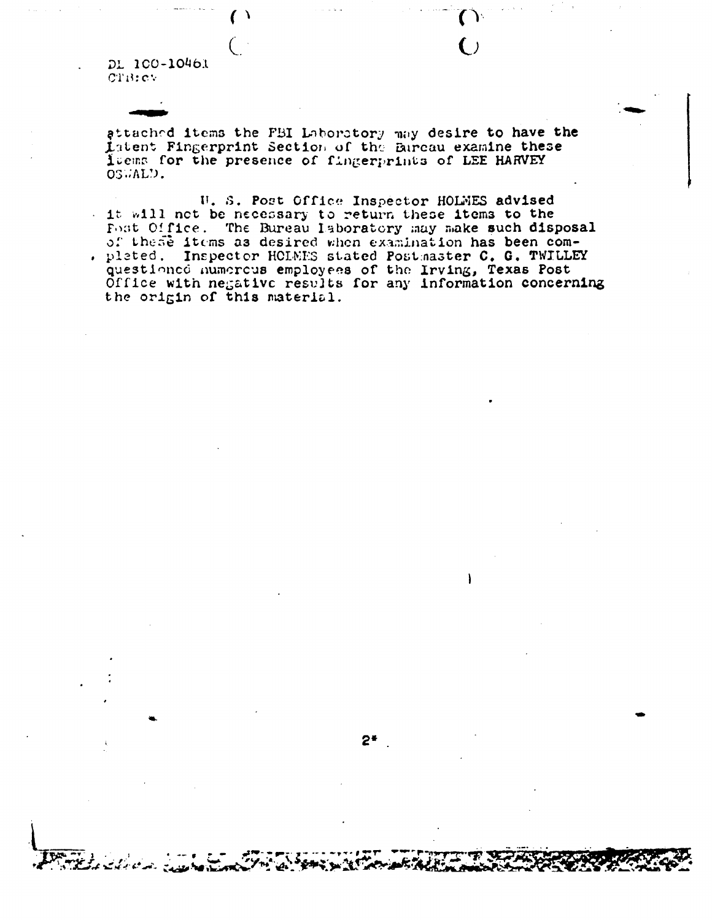DL 100-10461
CTB:cv

attached items the FBI Laboratory may desire to have the Latent Fingerprint Section of the Bureau examine these items for the presence of fingerprints of LEE HARVEY OSWALD.

U. S. Post Office Inspector HOLMES advised it will not be necessary to return these items to the Post Office. The Bureau laboratory may make such disposal of these items as desired when examination has been completed. Inspector HOLMES stated Postmaster C. G. TWILLEY questioned numerous employees of the Irving, Texas Post Office with negative results for any information concerning the origin of this material.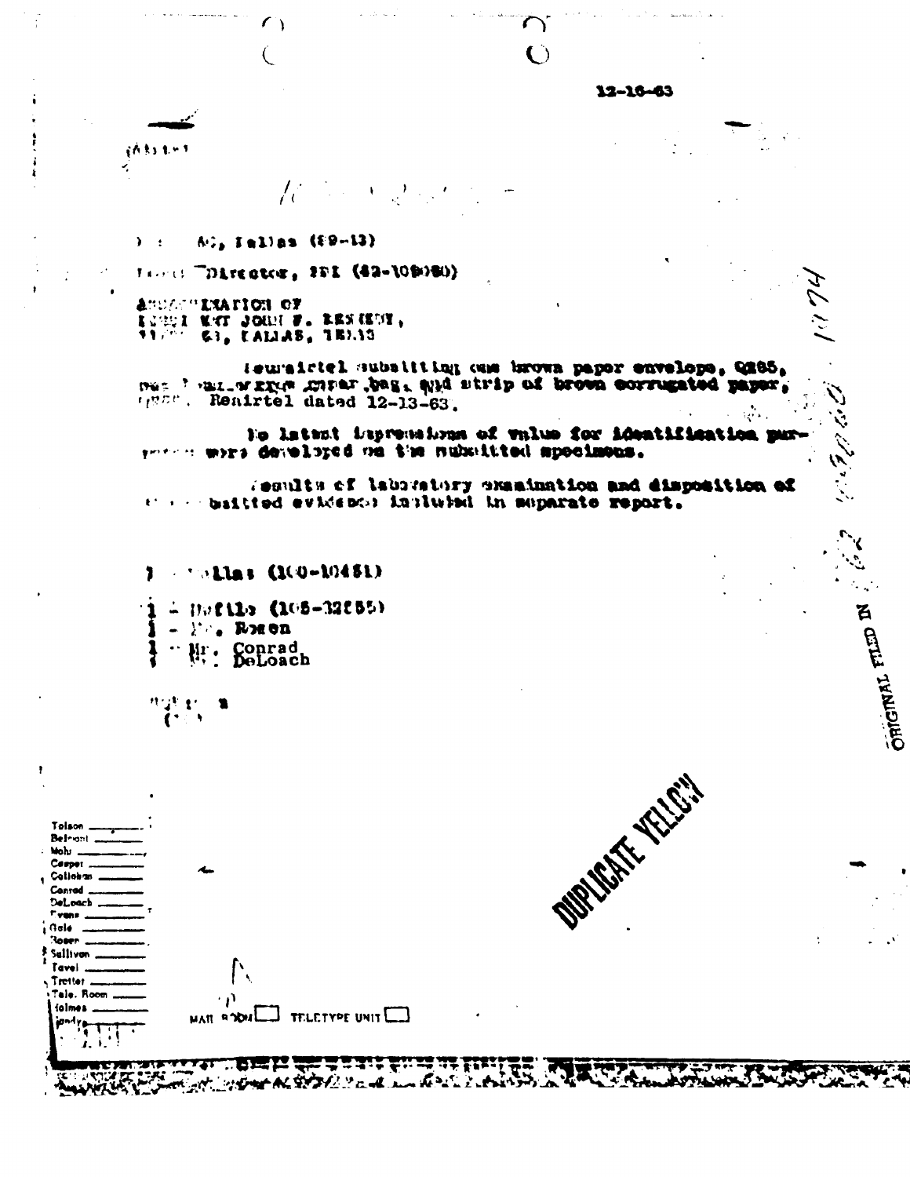12-16-63

To: SAC, Dallas (89-43)

From: Director, FBI (62-109060)

ASSASSINATION OF
PRESIDENT JOHN F. KENNEDY,
11-22-63, DALLAS, TEXAS

Reurairtel submitting one brown paper envelope, Q285, one brown paper bag, and strip of brown corrugated paper, Q288. Renairtel dated 12-13-63.

No latent impressions of value for identification purposes were developed on the submitted specimens.

Results of laboratory examination and disposition of submitted evidence included in separate report.

1 - Dallas (100-10461)

1 - Dofile (105-82555)
1 - Mr. Rosen
1 - Mr. Conrad
1 - Mr. DeLoach

ORIGINAL FILED IN

DUPLICATE YELLOW

Tolson
Belmont
Mohr
Casper
Callahan
Conrad
DeLoach
Evans
Gale
Rosen
Sullivan
Tavel
Trotter
Tele. Room
Holmes
Gandy

MAIL ROOM ☐ TELETYPE UNIT ☐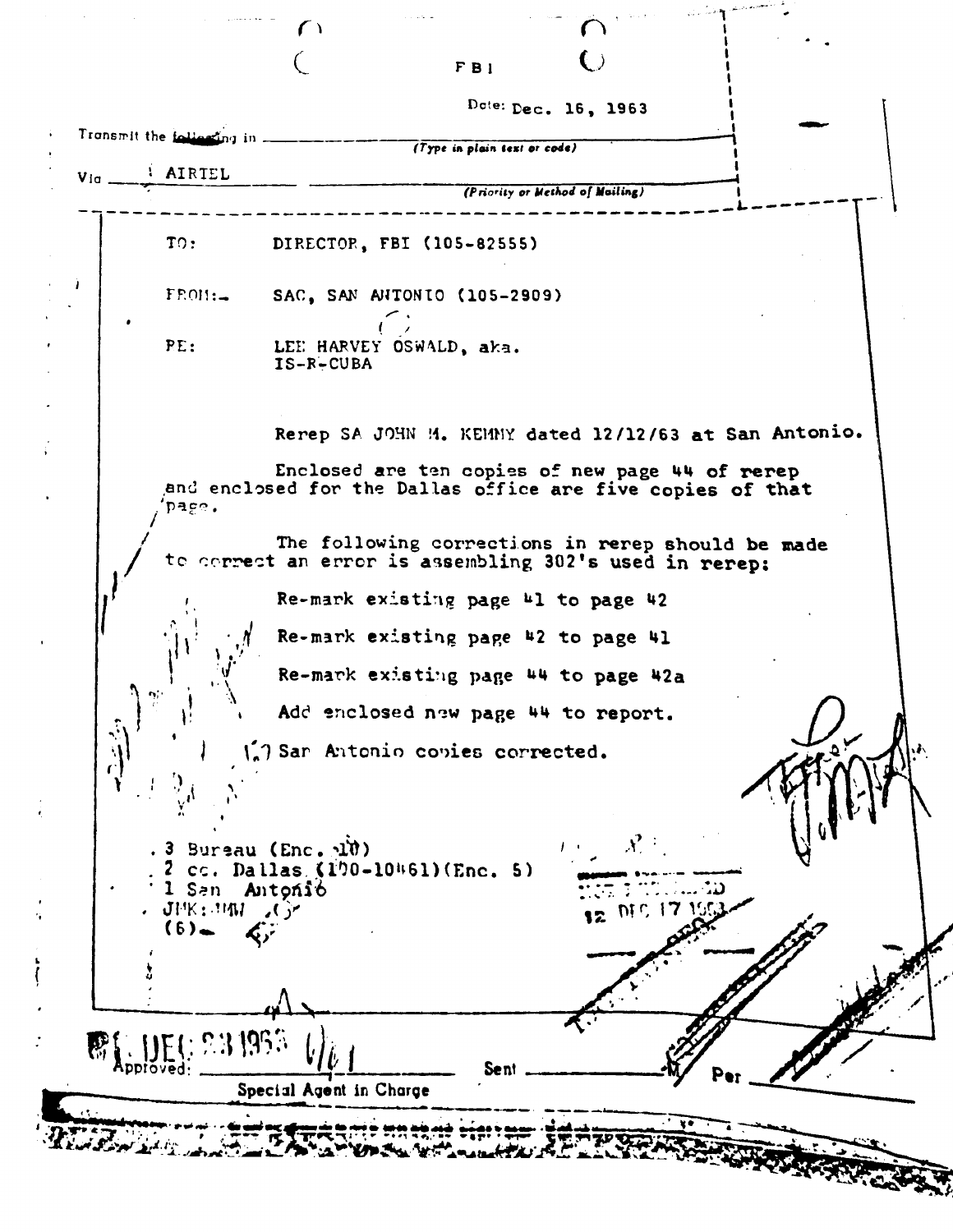FBI

Date: Dec. 16, 1963

Transmit the following in _______________ (Type in plain text or code)

Via AIRTEL (Priority or Method of Mailing)

TO: DIRECTOR, FBI (105-82555)

FROM: SAC, SAN ANTONIO (105-2909)

RE: LEE HARVEY OSWALD, aka. IS-R-CUBA

Rerep SA JOHN M. KEMMY dated 12/12/63 at San Antonio.

Enclosed are ten copies of new page 44 of rerep and enclosed for the Dallas office are five copies of that page.

The following corrections in rerep should be made to correct an error is assembling 302's used in rerep:

Re-mark existing page 41 to page 42

Re-mark existing page 42 to page 41

Re-mark existing page 44 to page 42a

Add enclosed new page 44 to report.

San Antonio copies corrected.

3 Bureau (Enc. 10)
2 cc. Dallas (100-10461)(Enc. 5)
1 San Antonio
JMK:MW
(6)

12 DEC 17 1963

DEC 23 1963

Approved: _______________ Special Agent in Charge

Sent _______________ M Per _______________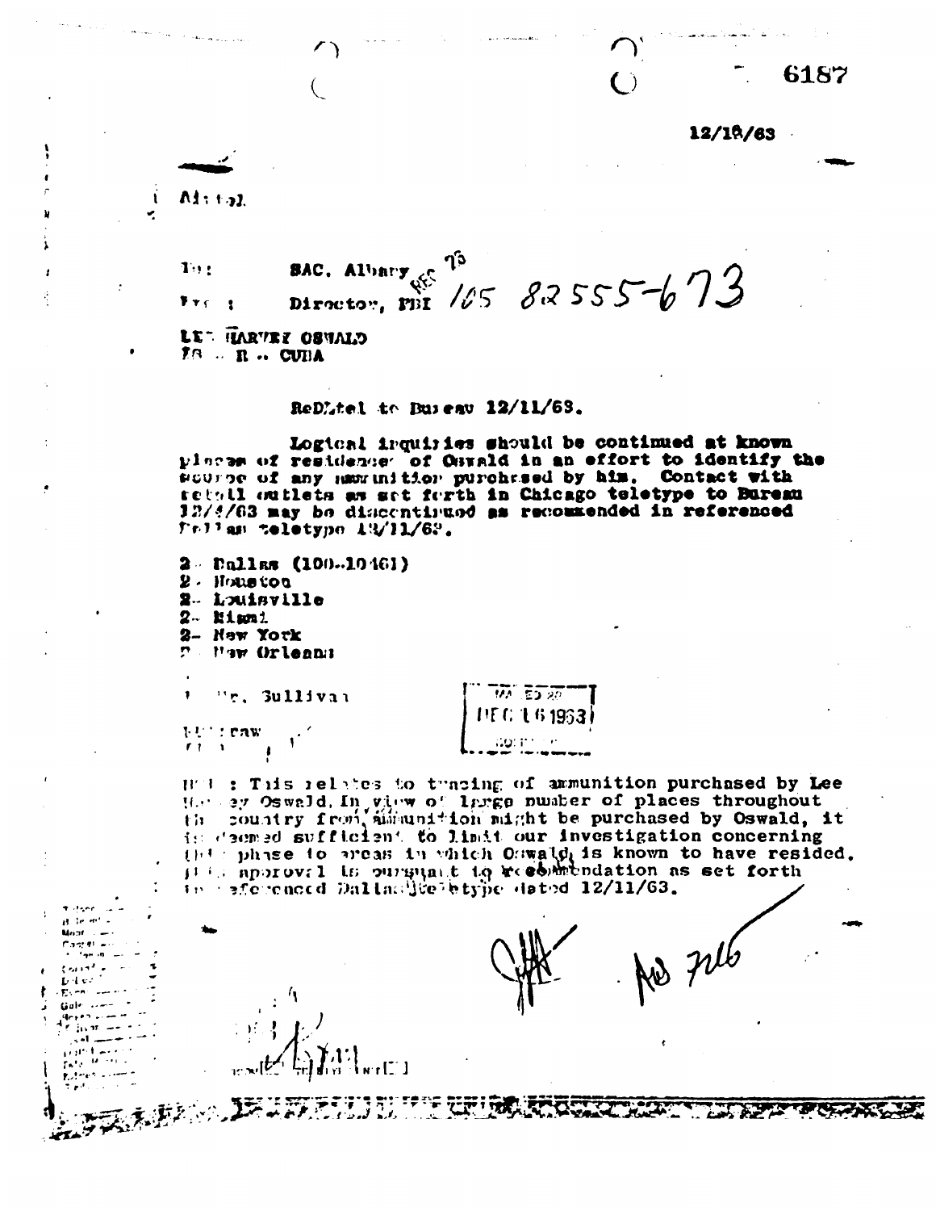6187

12/18/63

Airtel

To: SAC, Albany

From: Director, FBI 105 82555-673

LEE HARVEY OSWALD
IS - R - CUBA

ReDLtel to Bureau 12/11/63.

Logical inquiries should be continued at known places of residence of Oswald in an effort to identify the source of any ammunition purchased by him. Contact with retail outlets as set forth in Chicago teletype to Bureau 12/4/63 may be discontinued as recommended in referenced Dallas teletype 12/11/63.

2 - Dallas (100-10461)
2 - Houston
2 - Louisville
2 - Miami
2 - New York
2 - New Orleans

1 - Mr. Sullivan

MAILED 20
DEC 16 1963

NOTE: This relates to tracing of ammunition purchased by Lee Harvey Oswald. In view of large number of places throughout the country from ammunition might be purchased by Oswald, it is deemed sufficient to limit our investigation concerning this phase to areas in which Oswald is known to have resided. This approval is pursuant to recommendation as set forth in referenced Dallas teletype dated 12/11/63.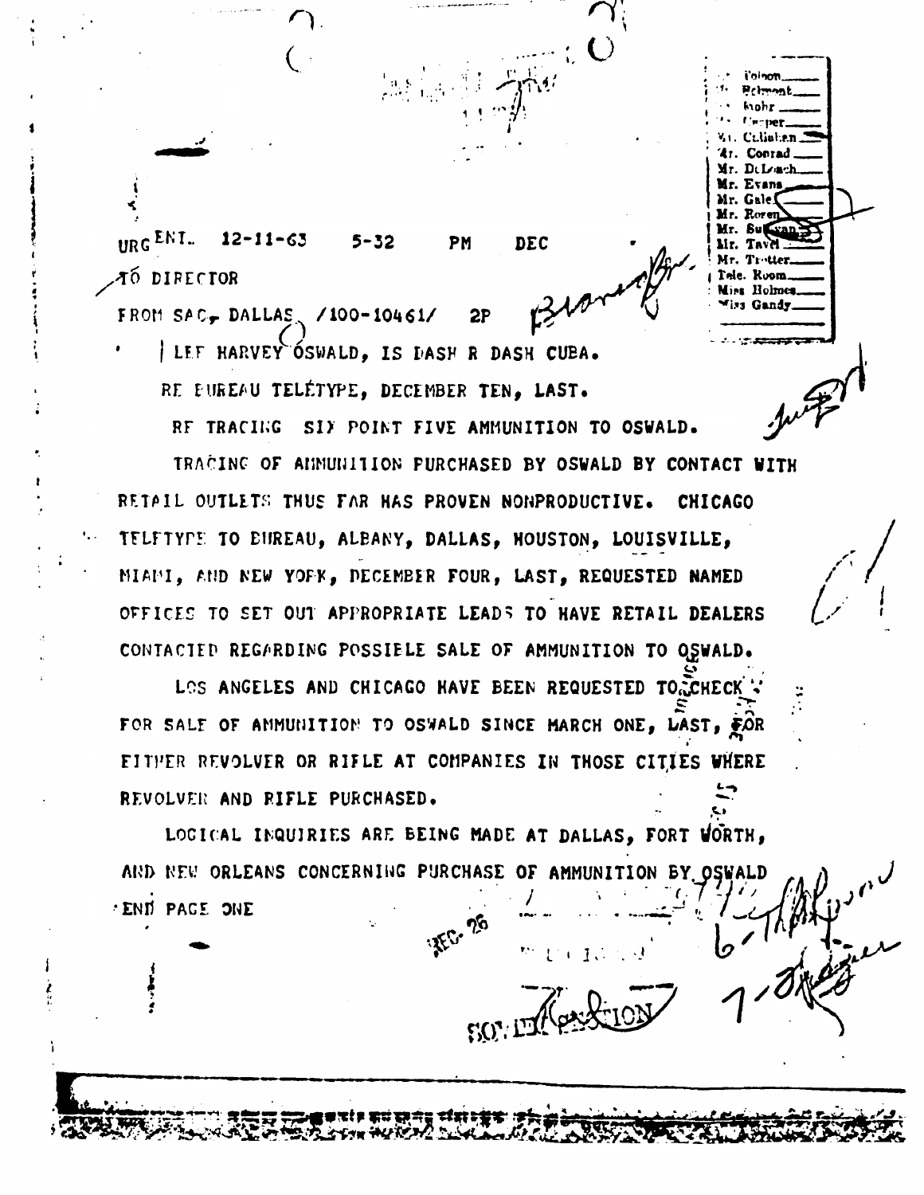Tolson
Belmont
Mohr
Casper
Mr. Callahan
Mr. Conrad
Mr. DeLoach
Mr. Evans
Mr. Gale
Mr. Rosen
Mr. Sullivan
Mr. Tavel
Mr. Trotter
Tele. Room
Miss Holmes
Miss Gandy

URGENT 12-11-63 5-32 PM DEC

TO DIRECTOR

FROM SAC, DALLAS /100-10461/ 2P

LEE HARVEY OSWALD, IS DASH R DASH CUBA.

RE BUREAU TELETYPE, DECEMBER TEN, LAST.

RE TRACING SIX POINT FIVE AMMUNITION TO OSWALD.

TRACING OF AMMUNITION PURCHASED BY OSWALD BY CONTACT WITH RETAIL OUTLETS THUS FAR HAS PROVEN NONPRODUCTIVE. CHICAGO TELETYPE TO BUREAU, ALBANY, DALLAS, HOUSTON, LOUISVILLE, MIAMI, AND NEW YORK, DECEMBER FOUR, LAST, REQUESTED NAMED OFFICES TO SET OUT APPROPRIATE LEADS TO HAVE RETAIL DEALERS CONTACTED REGARDING POSSIBLE SALE OF AMMUNITION TO OSWALD.

LOS ANGELES AND CHICAGO HAVE BEEN REQUESTED TO CHECK FOR SALE OF AMMUNITION TO OSWALD SINCE MARCH ONE, LAST, FOR EITHER REVOLVER OR RIFLE AT COMPANIES IN THOSE CITIES WHERE REVOLVER AND RIFLE PURCHASED.

LOGICAL INQUIRIES ARE BEING MADE AT DALLAS, FORT WORTH, AND NEW ORLEANS CONCERNING PURCHASE OF AMMUNITION BY OSWALD

END PAGE ONE

DEC 26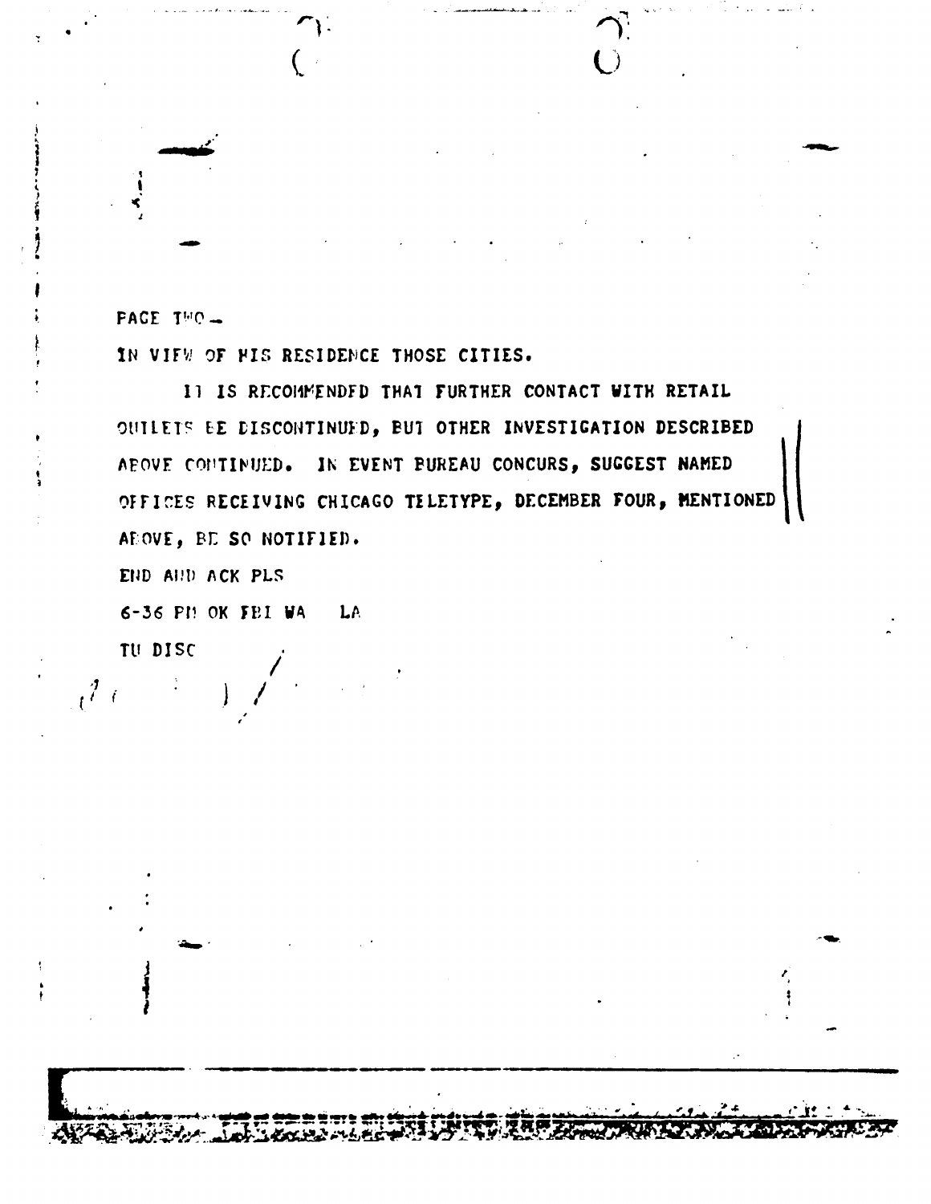PAGE TWO -

IN VIEW OF HIS RESIDENCE THOSE CITIES.

IT IS RECOMMENDED THAT FURTHER CONTACT WITH RETAIL OUTLETS BE DISCONTINUED, BUT OTHER INVESTIGATION DESCRIBED ABOVE CONTINUED. IN EVENT BUREAU CONCURS, SUGGEST NAMED OFFICES RECEIVING CHICAGO TELETYPE, DECEMBER FOUR, MENTIONED ABOVE, BE SO NOTIFIED.

END AND ACK PLS

6-36 PM OK FBI WA LA

TU DISC